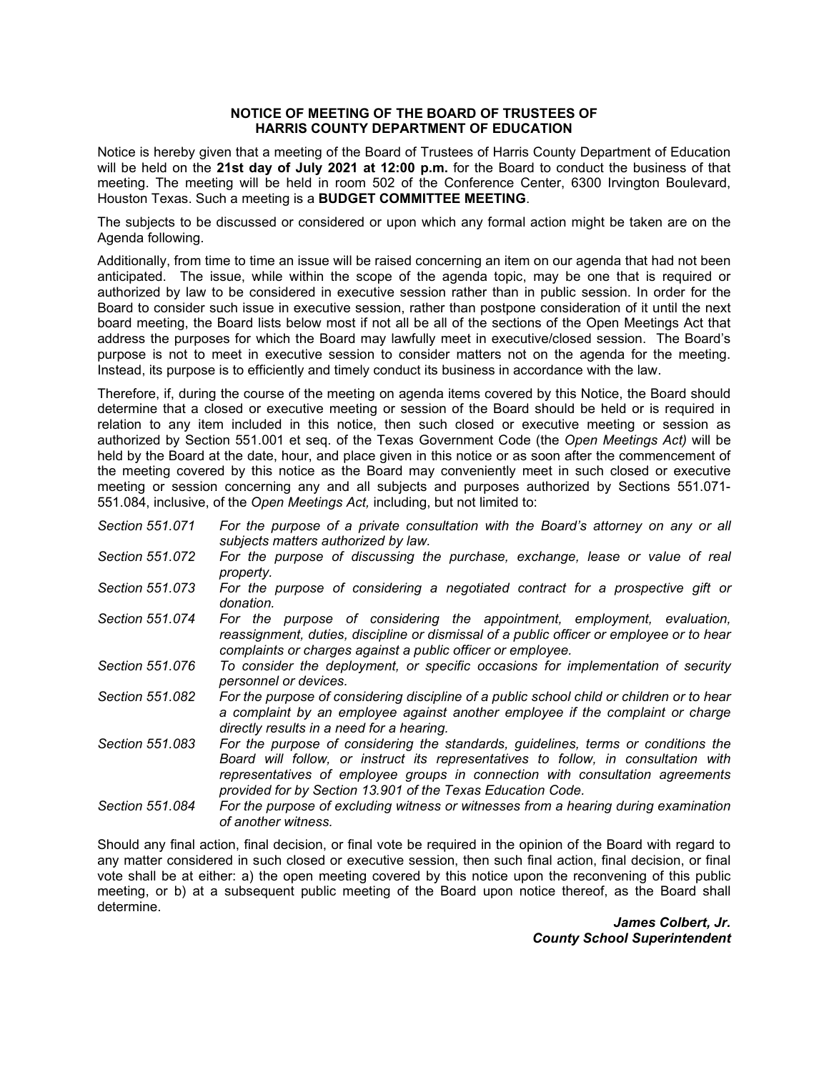**NOTICE OF MEETING OF THE BOARD OF TRUSTEES OF HARRIS COUNTY DEPARTMENT OF EDUCATION**

Notice is hereby given that a meeting of the Board of Trustees of Harris County Department of Education will be held on the **21st day of July 2021 at 12:00 p.m.** for the Board to conduct the business of that meeting. The meeting will be held in room 502 of the Conference Center, 6300 Irvington Boulevard, Houston Texas. Such a meeting is a **BUDGET COMMITTEE MEETING**.

The subjects to be discussed or considered or upon which any formal action might be taken are on the Agenda following.

Additionally, from time to time an issue will be raised concerning an item on our agenda that had not been anticipated. The issue, while within the scope of the agenda topic, may be one that is required or authorized by law to be considered in executive session rather than in public session. In order for the Board to consider such issue in executive session, rather than postpone consideration of it until the next board meeting, the Board lists below most if not all be all of the sections of the Open Meetings Act that address the purposes for which the Board may lawfully meet in executive/closed session. The Board's purpose is not to meet in executive session to consider matters not on the agenda for the meeting. Instead, its purpose is to efficiently and timely conduct its business in accordance with the law.

Therefore, if, during the course of the meeting on agenda items covered by this Notice, the Board should determine that a closed or executive meeting or session of the Board should be held or is required in relation to any item included in this notice, then such closed or executive meeting or session as authorized by Section 551.001 et seq. of the Texas Government Code (the *Open Meetings Act)* will be held by the Board at the date, hour, and place given in this notice or as soon after the commencement of the meeting covered by this notice as the Board may conveniently meet in such closed or executive meeting or session concerning any and all subjects and purposes authorized by Sections 551.071-551.084, inclusive, of the *Open Meetings Act,* including, but not limited to:

*Section 551.071* *For the purpose of a private consultation with the Board's attorney on any or all subjects matters authorized by law.*

*Section 551.072* *For the purpose of discussing the purchase, exchange, lease or value of real property.*

*Section 551.073* *For the purpose of considering a negotiated contract for a prospective gift or donation.*

*Section 551.074* *For the purpose of considering the appointment, employment, evaluation, reassignment, duties, discipline or dismissal of a public officer or employee or to hear complaints or charges against a public officer or employee.*

*Section 551.076* *To consider the deployment, or specific occasions for implementation of security personnel or devices.*

*Section 551.082* *For the purpose of considering discipline of a public school child or children or to hear a complaint by an employee against another employee if the complaint or charge directly results in a need for a hearing.*

*Section 551.083* *For the purpose of considering the standards, guidelines, terms or conditions the Board will follow, or instruct its representatives to follow, in consultation with representatives of employee groups in connection with consultation agreements provided for by Section 13.901 of the Texas Education Code.*

*Section 551.084* *For the purpose of excluding witness or witnesses from a hearing during examination of another witness.*

Should any final action, final decision, or final vote be required in the opinion of the Board with regard to any matter considered in such closed or executive session, then such final action, final decision, or final vote shall be at either: a) the open meeting covered by this notice upon the reconvening of this public meeting, or b) at a subsequent public meeting of the Board upon notice thereof, as the Board shall determine.

***James Colbert, Jr.***
***County School Superintendent***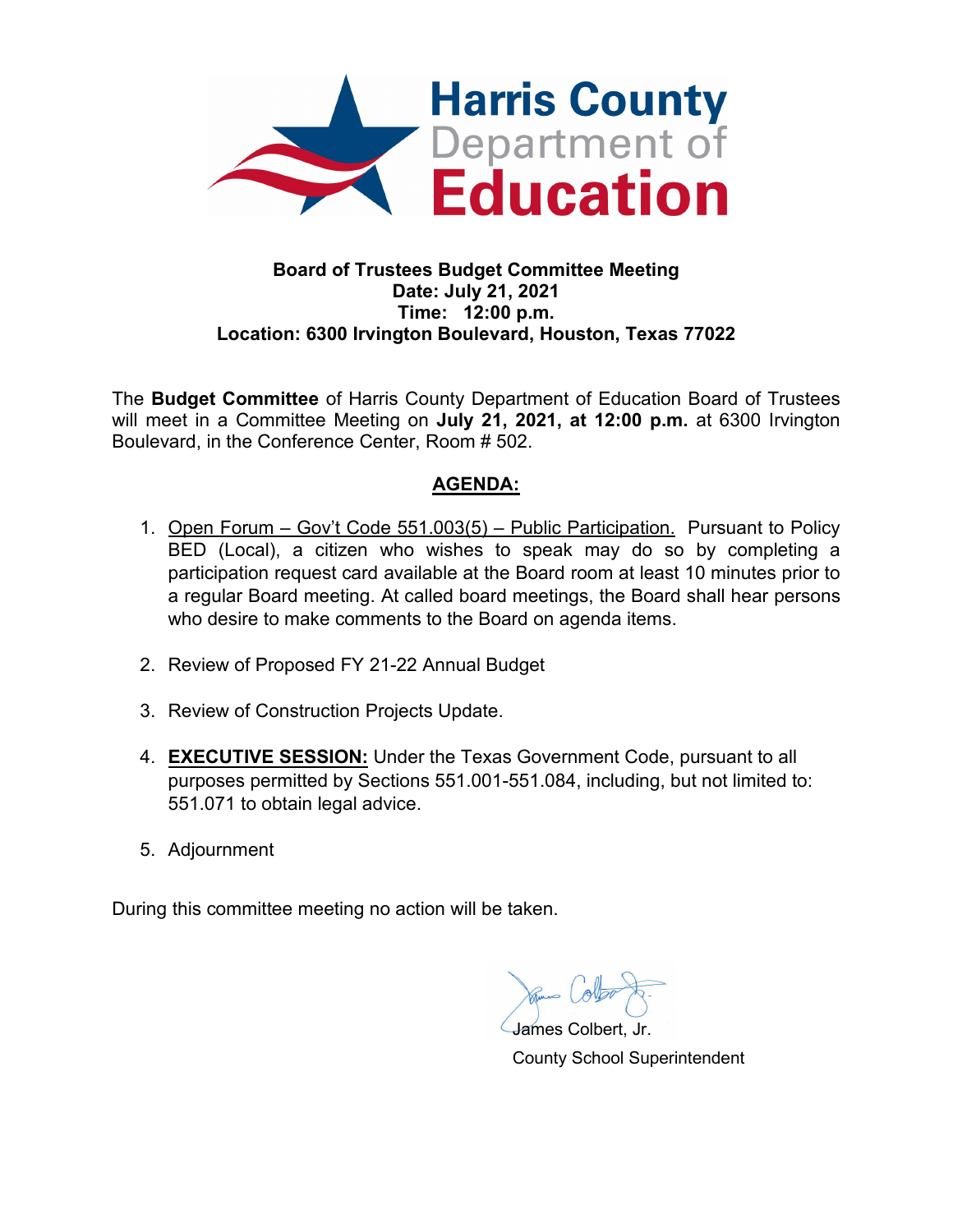**Harris County Department of Education**

**Board of Trustees Budget Committee Meeting**
**Date: July 21, 2021**
**Time: 12:00 p.m.**
**Location: 6300 Irvington Boulevard, Houston, Texas 77022**

The **Budget Committee** of Harris County Department of Education Board of Trustees will meet in a Committee Meeting on **July 21, 2021, at 12:00 p.m.** at 6300 Irvington Boulevard, in the Conference Center, Room # 502.

## AGENDA:

1. Open Forum – Gov't Code 551.003(5) – Public Participation. Pursuant to Policy BED (Local), a citizen who wishes to speak may do so by completing a participation request card available at the Board room at least 10 minutes prior to a regular Board meeting. At called board meetings, the Board shall hear persons who desire to make comments to the Board on agenda items.

2. Review of Proposed FY 21-22 Annual Budget

3. Review of Construction Projects Update.

4. **EXECUTIVE SESSION:** Under the Texas Government Code, pursuant to all purposes permitted by Sections 551.001-551.084, including, but not limited to: 551.071 to obtain legal advice.

5. Adjournment

During this committee meeting no action will be taken.

James Colbert, Jr.
County School Superintendent